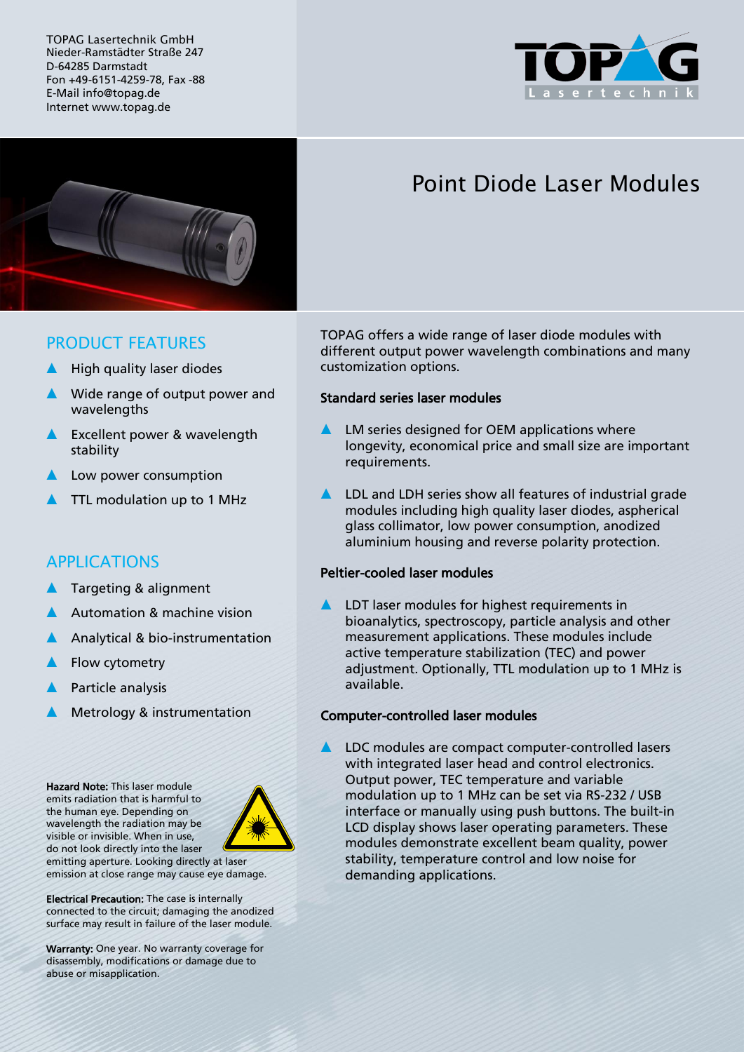TOPAG Lasertechnik GmbH
Nieder-Ramstädter Straße 247
D-64285 Darmstadt
Fon +49-6151-4259-78, Fax -88
E-Mail info@topag.de
Internet www.topag.de

# Point Diode Laser Modules

## PRODUCT FEATURES

- High quality laser diodes
- Wide range of output power and wavelengths
- Excellent power & wavelength stability
- Low power consumption
- TTL modulation up to 1 MHz

## APPLICATIONS

- Targeting & alignment
- Automation & machine vision
- Analytical & bio-instrumentation
- Flow cytometry
- Particle analysis
- Metrology & instrumentation

**Hazard Note:** This laser module emits radiation that is harmful to the human eye. Depending on wavelength the radiation may be visible or invisible. When in use, do not look directly into the laser emitting aperture. Looking directly at laser emission at close range may cause eye damage.

**Electrical Precaution:** The case is internally connected to the circuit; damaging the anodized surface may result in failure of the laser module.

**Warranty:** One year. No warranty coverage for disassembly, modifications or damage due to abuse or misapplication.

TOPAG offers a wide range of laser diode modules with different output power wavelength combinations and many customization options.

### Standard series laser modules

- LM series designed for OEM applications where longevity, economical price and small size are important requirements.
- LDL and LDH series show all features of industrial grade modules including high quality laser diodes, aspherical glass collimator, low power consumption, anodized aluminium housing and reverse polarity protection.

### Peltier-cooled laser modules

- LDT laser modules for highest requirements in bioanalytics, spectroscopy, particle analysis and other measurement applications. These modules include active temperature stabilization (TEC) and power adjustment. Optionally, TTL modulation up to 1 MHz is available.

### Computer-controlled laser modules

- LDC modules are compact computer-controlled lasers with integrated laser head and control electronics. Output power, TEC temperature and variable modulation up to 1 MHz can be set via RS-232 / USB interface or manually using push buttons. The built-in LCD display shows laser operating parameters. These modules demonstrate excellent beam quality, power stability, temperature control and low noise for demanding applications.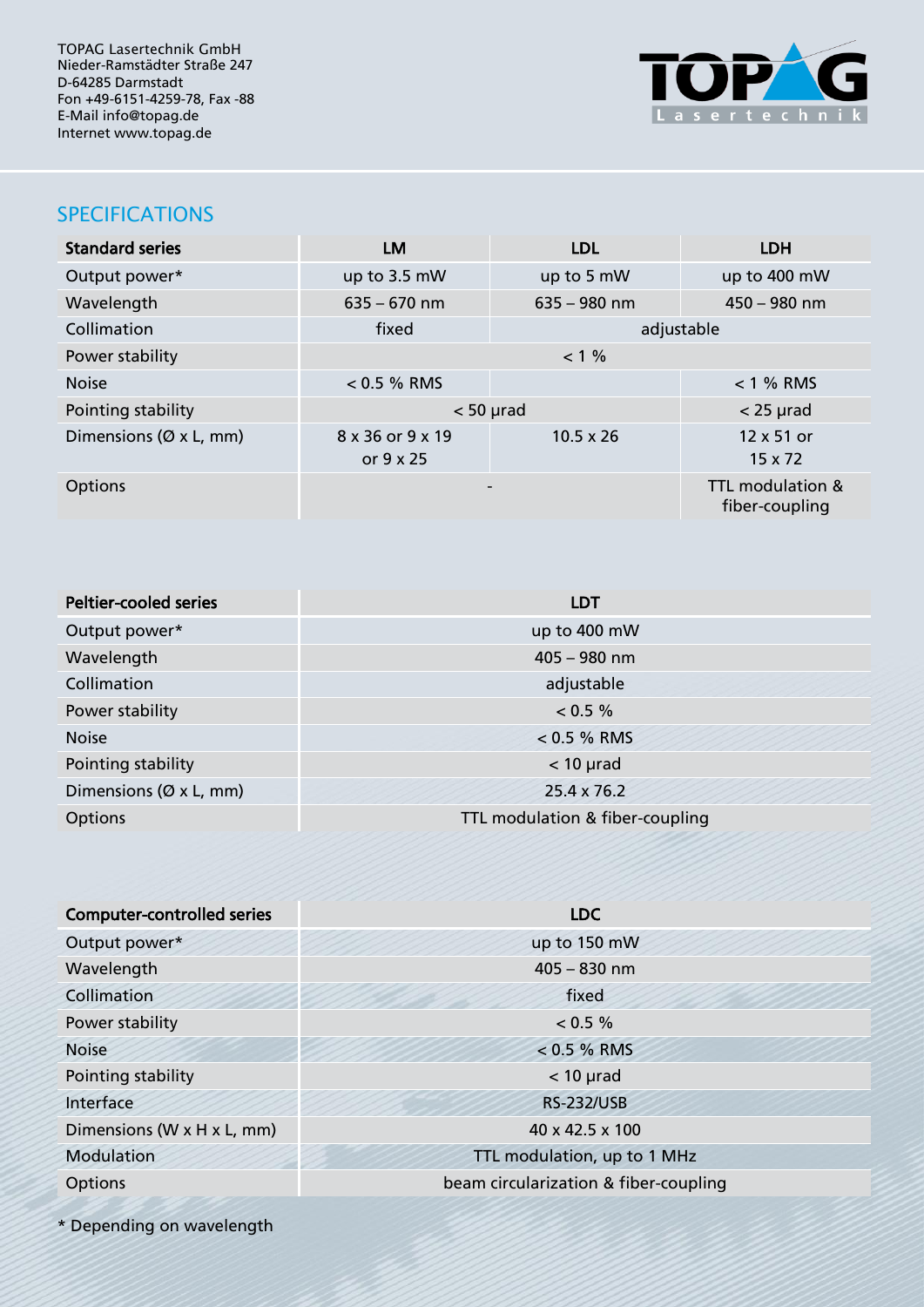TOPAG Lasertechnik GmbH
Nieder-Ramstädter Straße 247
D-64285 Darmstadt
Fon +49-6151-4259-78, Fax -88
E-Mail info@topag.de
Internet www.topag.de

## SPECIFICATIONS

| Standard series | LM | LDL | LDH |
|---|---|---|---|
| Output power* | up to 3.5 mW | up to 5 mW | up to 400 mW |
| Wavelength | 635 – 670 nm | 635 – 980 nm | 450 – 980 nm |
| Collimation | fixed | adjustable | |
| Power stability | < 1 % | | |
| Noise | < 0.5 % RMS | | < 1 % RMS |
| Pointing stability | < 50 µrad | | < 25 µrad |
| Dimensions (Ø x L, mm) | 8 x 36 or 9 x 19 or 9 x 25 | 10.5 x 26 | 12 x 51 or 15 x 72 |
| Options | - | | TTL modulation & fiber-coupling |

| Peltier-cooled series | LDT |
|---|---|
| Output power* | up to 400 mW |
| Wavelength | 405 – 980 nm |
| Collimation | adjustable |
| Power stability | < 0.5 % |
| Noise | < 0.5 % RMS |
| Pointing stability | < 10 µrad |
| Dimensions (Ø x L, mm) | 25.4 x 76.2 |
| Options | TTL modulation & fiber-coupling |

| Computer-controlled series | LDC |
|---|---|
| Output power* | up to 150 mW |
| Wavelength | 405 – 830 nm |
| Collimation | fixed |
| Power stability | < 0.5 % |
| Noise | < 0.5 % RMS |
| Pointing stability | < 10 µrad |
| Interface | RS-232/USB |
| Dimensions (W x H x L, mm) | 40 x 42.5 x 100 |
| Modulation | TTL modulation, up to 1 MHz |
| Options | beam circularization & fiber-coupling |

* Depending on wavelength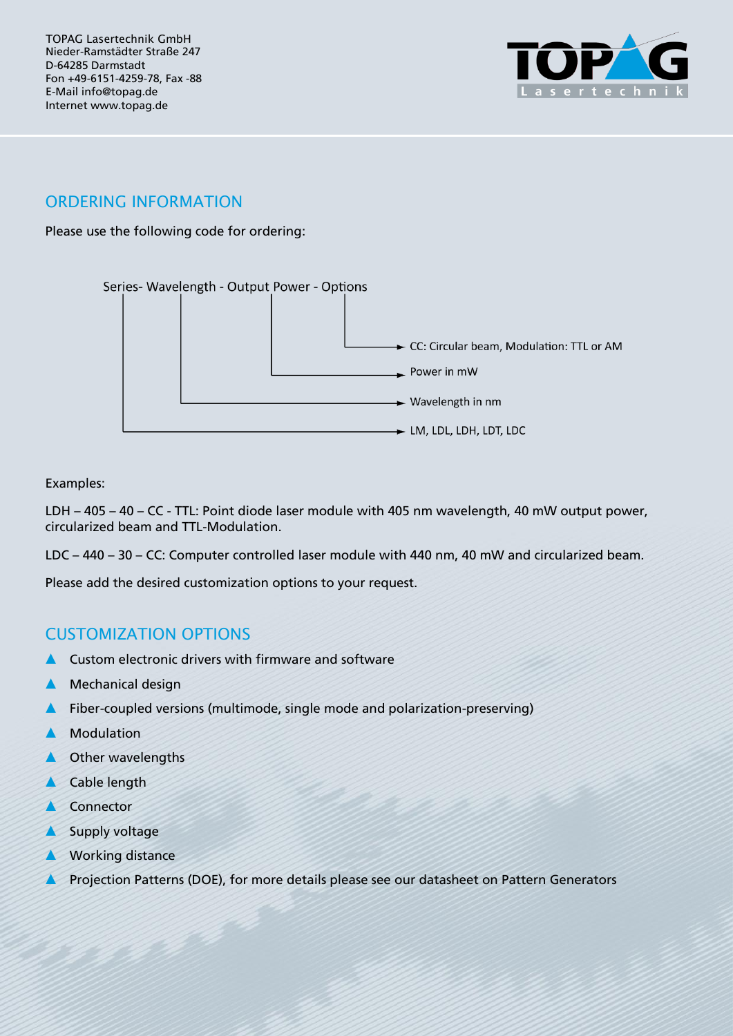TOPAG Lasertechnik GmbH
Nieder-Ramstädter Straße 247
D-64285 Darmstadt
Fon +49-6151-4259-78, Fax -88
E-Mail info@topag.de
Internet www.topag.de

## ORDERING INFORMATION

Please use the following code for ordering:

Series- Wavelength - Output Power - Options

- Options → CC: Circular beam, Modulation: TTL or AM
- Output Power → Power in mW
- Wavelength → Wavelength in nm
- Series → LM, LDL, LDH, LDT, LDC

Examples:

LDH – 405 – 40 – CC - TTL: Point diode laser module with 405 nm wavelength, 40 mW output power, circularized beam and TTL-Modulation.

LDC – 440 – 30 – CC: Computer controlled laser module with 440 nm, 40 mW and circularized beam.

Please add the desired customization options to your request.

## CUSTOMIZATION OPTIONS

- Custom electronic drivers with firmware and software
- Mechanical design
- Fiber-coupled versions (multimode, single mode and polarization-preserving)
- Modulation
- Other wavelengths
- Cable length
- Connector
- Supply voltage
- Working distance
- Projection Patterns (DOE), for more details please see our datasheet on Pattern Generators